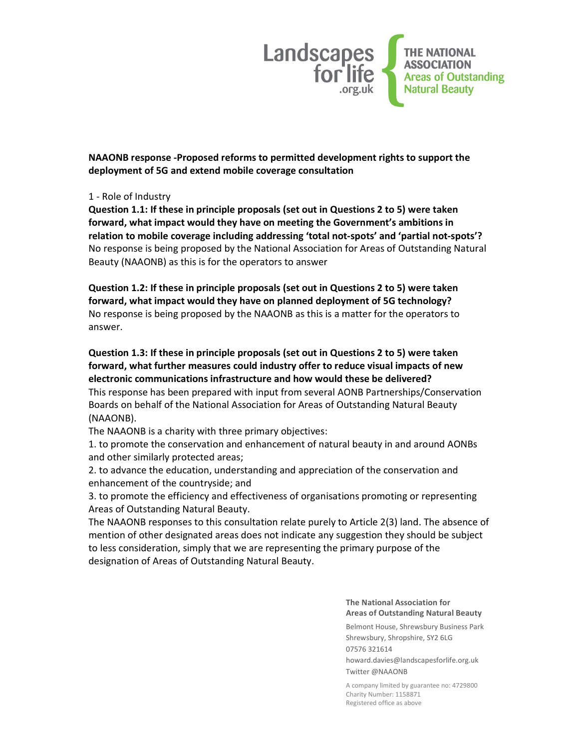Landscapes for life .org.uk

THE NATIONAL ASSOCIATION Areas of Outstanding Natural Beauty

**NAAONB response -Proposed reforms to permitted development rights to support the deployment of 5G and extend mobile coverage consultation**

1 - Role of Industry

**Question 1.1: If these in principle proposals (set out in Questions 2 to 5) were taken forward, what impact would they have on meeting the Government's ambitions in relation to mobile coverage including addressing 'total not-spots' and 'partial not-spots'?**

No response is being proposed by the National Association for Areas of Outstanding Natural Beauty (NAAONB) as this is for the operators to answer

**Question 1.2: If these in principle proposals (set out in Questions 2 to 5) were taken forward, what impact would they have on planned deployment of 5G technology?**

No response is being proposed by the NAAONB as this is a matter for the operators to answer.

**Question 1.3: If these in principle proposals (set out in Questions 2 to 5) were taken forward, what further measures could industry offer to reduce visual impacts of new electronic communications infrastructure and how would these be delivered?**

This response has been prepared with input from several AONB Partnerships/Conservation Boards on behalf of the National Association for Areas of Outstanding Natural Beauty (NAAONB).

The NAAONB is a charity with three primary objectives:

1. to promote the conservation and enhancement of natural beauty in and around AONBs and other similarly protected areas;
2. to advance the education, understanding and appreciation of the conservation and enhancement of the countryside; and
3. to promote the efficiency and effectiveness of organisations promoting or representing Areas of Outstanding Natural Beauty.

The NAAONB responses to this consultation relate purely to Article 2(3) land. The absence of mention of other designated areas does not indicate any suggestion they should be subject to less consideration, simply that we are representing the primary purpose of the designation of Areas of Outstanding Natural Beauty.

**The National Association for Areas of Outstanding Natural Beauty**

Belmont House, Shrewsbury Business Park
Shrewsbury, Shropshire, SY2 6LG
07576 321614
howard.davies@landscapesforlife.org.uk
Twitter @NAAONB

A company limited by guarantee no: 4729800
Charity Number: 1158871
Registered office as above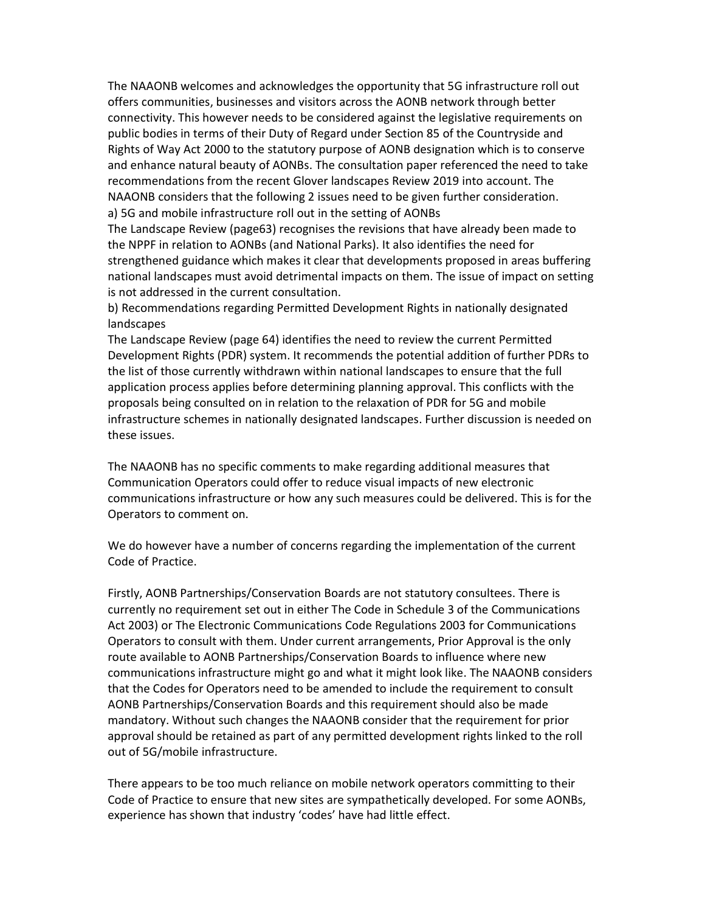The NAAONB welcomes and acknowledges the opportunity that 5G infrastructure roll out offers communities, businesses and visitors across the AONB network through better connectivity. This however needs to be considered against the legislative requirements on public bodies in terms of their Duty of Regard under Section 85 of the Countryside and Rights of Way Act 2000 to the statutory purpose of AONB designation which is to conserve and enhance natural beauty of AONBs. The consultation paper referenced the need to take recommendations from the recent Glover landscapes Review 2019 into account. The NAAONB considers that the following 2 issues need to be given further consideration.

a) 5G and mobile infrastructure roll out in the setting of AONBs

The Landscape Review (page63) recognises the revisions that have already been made to the NPPF in relation to AONBs (and National Parks). It also identifies the need for strengthened guidance which makes it clear that developments proposed in areas buffering national landscapes must avoid detrimental impacts on them. The issue of impact on setting is not addressed in the current consultation.

b) Recommendations regarding Permitted Development Rights in nationally designated landscapes

The Landscape Review (page 64) identifies the need to review the current Permitted Development Rights (PDR) system. It recommends the potential addition of further PDRs to the list of those currently withdrawn within national landscapes to ensure that the full application process applies before determining planning approval. This conflicts with the proposals being consulted on in relation to the relaxation of PDR for 5G and mobile infrastructure schemes in nationally designated landscapes. Further discussion is needed on these issues.

The NAAONB has no specific comments to make regarding additional measures that Communication Operators could offer to reduce visual impacts of new electronic communications infrastructure or how any such measures could be delivered. This is for the Operators to comment on.

We do however have a number of concerns regarding the implementation of the current Code of Practice.

Firstly, AONB Partnerships/Conservation Boards are not statutory consultees. There is currently no requirement set out in either The Code in Schedule 3 of the Communications Act 2003) or The Electronic Communications Code Regulations 2003 for Communications Operators to consult with them. Under current arrangements, Prior Approval is the only route available to AONB Partnerships/Conservation Boards to influence where new communications infrastructure might go and what it might look like. The NAAONB considers that the Codes for Operators need to be amended to include the requirement to consult AONB Partnerships/Conservation Boards and this requirement should also be made mandatory. Without such changes the NAAONB consider that the requirement for prior approval should be retained as part of any permitted development rights linked to the roll out of 5G/mobile infrastructure.

There appears to be too much reliance on mobile network operators committing to their Code of Practice to ensure that new sites are sympathetically developed. For some AONBs, experience has shown that industry 'codes' have had little effect.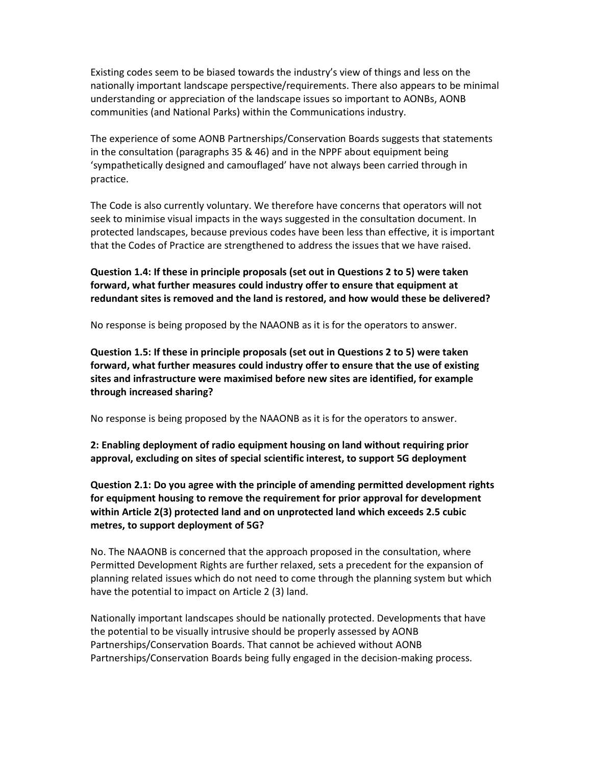Existing codes seem to be biased towards the industry's view of things and less on the nationally important landscape perspective/requirements. There also appears to be minimal understanding or appreciation of the landscape issues so important to AONBs, AONB communities (and National Parks) within the Communications industry.

The experience of some AONB Partnerships/Conservation Boards suggests that statements in the consultation (paragraphs 35 & 46) and in the NPPF about equipment being 'sympathetically designed and camouflaged' have not always been carried through in practice.

The Code is also currently voluntary. We therefore have concerns that operators will not seek to minimise visual impacts in the ways suggested in the consultation document. In protected landscapes, because previous codes have been less than effective, it is important that the Codes of Practice are strengthened to address the issues that we have raised.

**Question 1.4: If these in principle proposals (set out in Questions 2 to 5) were taken forward, what further measures could industry offer to ensure that equipment at redundant sites is removed and the land is restored, and how would these be delivered?**

No response is being proposed by the NAAONB as it is for the operators to answer.

**Question 1.5: If these in principle proposals (set out in Questions 2 to 5) were taken forward, what further measures could industry offer to ensure that the use of existing sites and infrastructure were maximised before new sites are identified, for example through increased sharing?**

No response is being proposed by the NAAONB as it is for the operators to answer.

**2: Enabling deployment of radio equipment housing on land without requiring prior approval, excluding on sites of special scientific interest, to support 5G deployment**

**Question 2.1: Do you agree with the principle of amending permitted development rights for equipment housing to remove the requirement for prior approval for development within Article 2(3) protected land and on unprotected land which exceeds 2.5 cubic metres, to support deployment of 5G?**

No. The NAAONB is concerned that the approach proposed in the consultation, where Permitted Development Rights are further relaxed, sets a precedent for the expansion of planning related issues which do not need to come through the planning system but which have the potential to impact on Article 2 (3) land.

Nationally important landscapes should be nationally protected. Developments that have the potential to be visually intrusive should be properly assessed by AONB Partnerships/Conservation Boards. That cannot be achieved without AONB Partnerships/Conservation Boards being fully engaged in the decision-making process.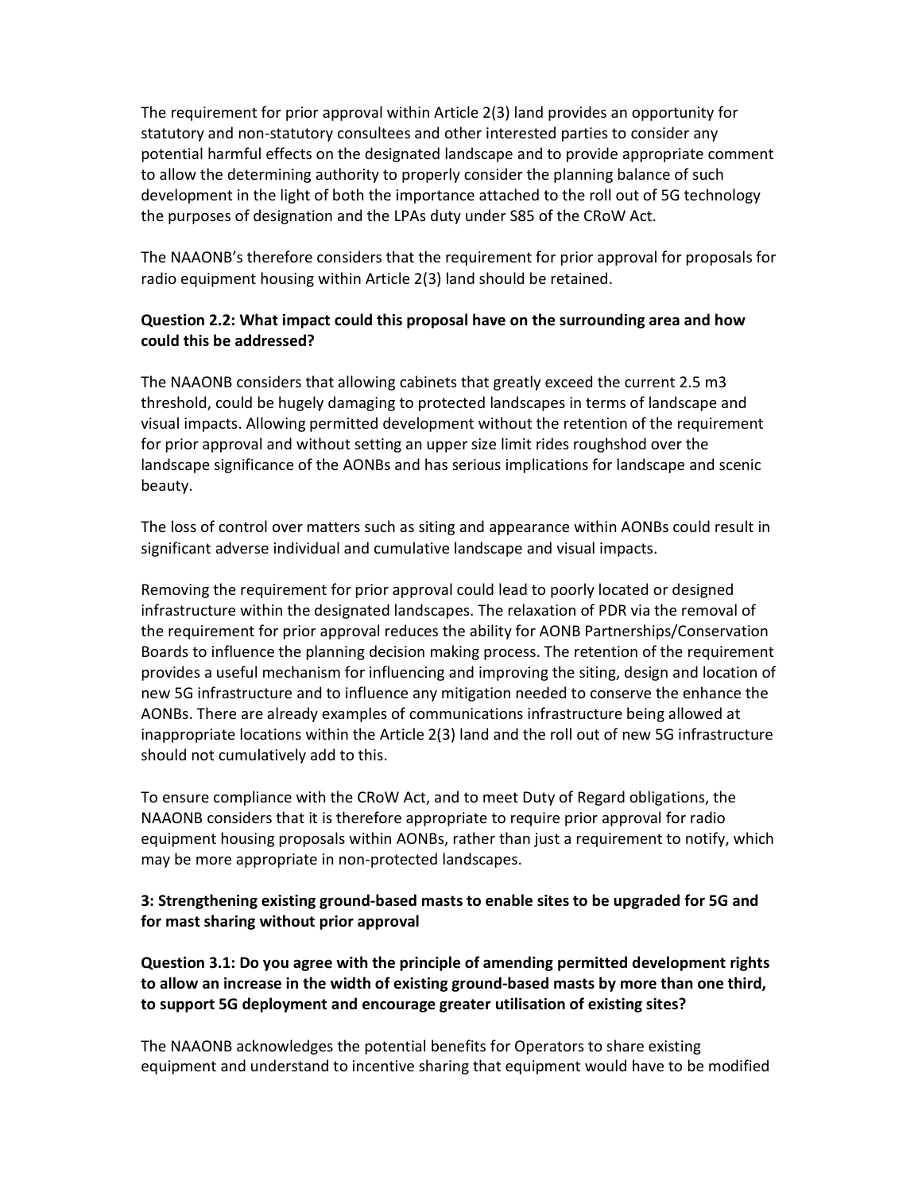The requirement for prior approval within Article 2(3) land provides an opportunity for statutory and non-statutory consultees and other interested parties to consider any potential harmful effects on the designated landscape and to provide appropriate comment to allow the determining authority to properly consider the planning balance of such development in the light of both the importance attached to the roll out of 5G technology the purposes of designation and the LPAs duty under S85 of the CRoW Act.

The NAAONB's therefore considers that the requirement for prior approval for proposals for radio equipment housing within Article 2(3) land should be retained.

**Question 2.2: What impact could this proposal have on the surrounding area and how could this be addressed?**

The NAAONB considers that allowing cabinets that greatly exceed the current 2.5 m3 threshold, could be hugely damaging to protected landscapes in terms of landscape and visual impacts. Allowing permitted development without the retention of the requirement for prior approval and without setting an upper size limit rides roughshod over the landscape significance of the AONBs and has serious implications for landscape and scenic beauty.

The loss of control over matters such as siting and appearance within AONBs could result in significant adverse individual and cumulative landscape and visual impacts.

Removing the requirement for prior approval could lead to poorly located or designed infrastructure within the designated landscapes. The relaxation of PDR via the removal of the requirement for prior approval reduces the ability for AONB Partnerships/Conservation Boards to influence the planning decision making process. The retention of the requirement provides a useful mechanism for influencing and improving the siting, design and location of new 5G infrastructure and to influence any mitigation needed to conserve the enhance the AONBs. There are already examples of communications infrastructure being allowed at inappropriate locations within the Article 2(3) land and the roll out of new 5G infrastructure should not cumulatively add to this.

To ensure compliance with the CRoW Act, and to meet Duty of Regard obligations, the NAAONB considers that it is therefore appropriate to require prior approval for radio equipment housing proposals within AONBs, rather than just a requirement to notify, which may be more appropriate in non-protected landscapes.

**3: Strengthening existing ground-based masts to enable sites to be upgraded for 5G and for mast sharing without prior approval**

**Question 3.1: Do you agree with the principle of amending permitted development rights to allow an increase in the width of existing ground-based masts by more than one third, to support 5G deployment and encourage greater utilisation of existing sites?**

The NAAONB acknowledges the potential benefits for Operators to share existing equipment and understand to incentive sharing that equipment would have to be modified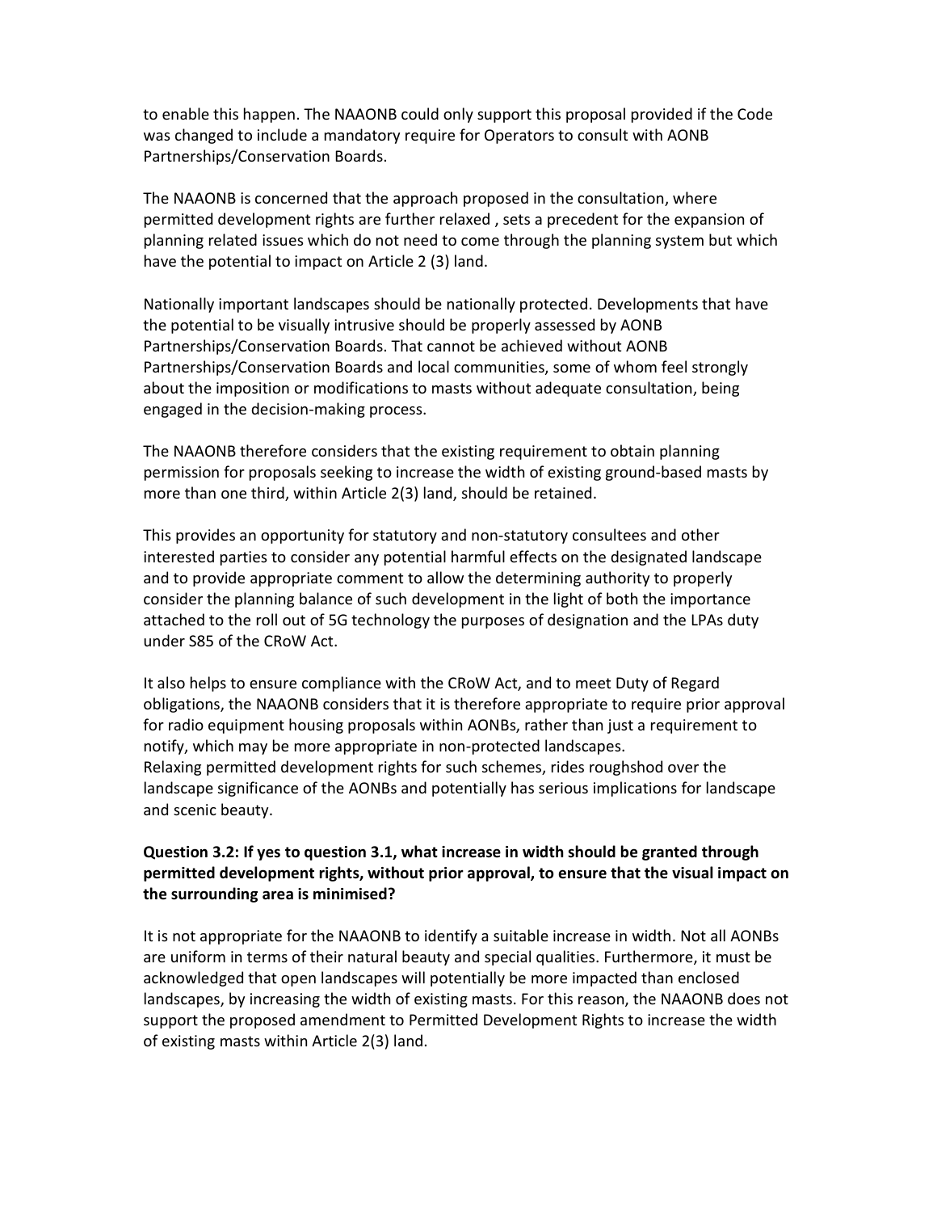to enable this happen. The NAAONB could only support this proposal provided if the Code was changed to include a mandatory require for Operators to consult with AONB Partnerships/Conservation Boards.

The NAAONB is concerned that the approach proposed in the consultation, where permitted development rights are further relaxed , sets a precedent for the expansion of planning related issues which do not need to come through the planning system but which have the potential to impact on Article 2 (3) land.

Nationally important landscapes should be nationally protected. Developments that have the potential to be visually intrusive should be properly assessed by AONB Partnerships/Conservation Boards. That cannot be achieved without AONB Partnerships/Conservation Boards and local communities, some of whom feel strongly about the imposition or modifications to masts without adequate consultation, being engaged in the decision-making process.

The NAAONB therefore considers that the existing requirement to obtain planning permission for proposals seeking to increase the width of existing ground-based masts by more than one third, within Article 2(3) land, should be retained.

This provides an opportunity for statutory and non-statutory consultees and other interested parties to consider any potential harmful effects on the designated landscape and to provide appropriate comment to allow the determining authority to properly consider the planning balance of such development in the light of both the importance attached to the roll out of 5G technology the purposes of designation and the LPAs duty under S85 of the CRoW Act.

It also helps to ensure compliance with the CRoW Act, and to meet Duty of Regard obligations, the NAAONB considers that it is therefore appropriate to require prior approval for radio equipment housing proposals within AONBs, rather than just a requirement to notify, which may be more appropriate in non-protected landscapes.
Relaxing permitted development rights for such schemes, rides roughshod over the landscape significance of the AONBs and potentially has serious implications for landscape and scenic beauty.

**Question 3.2: If yes to question 3.1, what increase in width should be granted through permitted development rights, without prior approval, to ensure that the visual impact on the surrounding area is minimised?**

It is not appropriate for the NAAONB to identify a suitable increase in width. Not all AONBs are uniform in terms of their natural beauty and special qualities. Furthermore, it must be acknowledged that open landscapes will potentially be more impacted than enclosed landscapes, by increasing the width of existing masts. For this reason, the NAAONB does not support the proposed amendment to Permitted Development Rights to increase the width of existing masts within Article 2(3) land.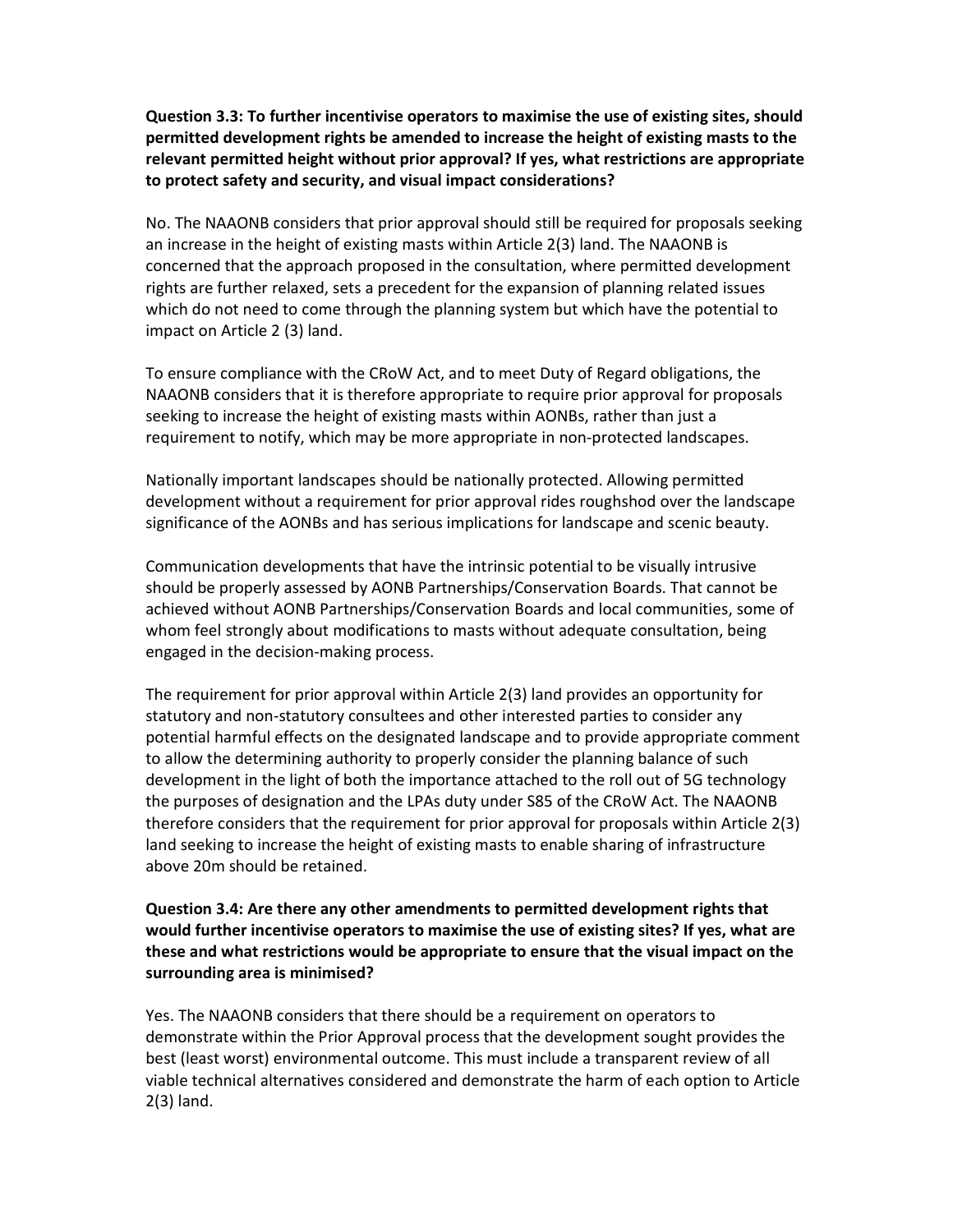**Question 3.3: To further incentivise operators to maximise the use of existing sites, should permitted development rights be amended to increase the height of existing masts to the relevant permitted height without prior approval? If yes, what restrictions are appropriate to protect safety and security, and visual impact considerations?**

No. The NAAONB considers that prior approval should still be required for proposals seeking an increase in the height of existing masts within Article 2(3) land. The NAAONB is concerned that the approach proposed in the consultation, where permitted development rights are further relaxed, sets a precedent for the expansion of planning related issues which do not need to come through the planning system but which have the potential to impact on Article 2 (3) land.

To ensure compliance with the CRoW Act, and to meet Duty of Regard obligations, the NAAONB considers that it is therefore appropriate to require prior approval for proposals seeking to increase the height of existing masts within AONBs, rather than just a requirement to notify, which may be more appropriate in non-protected landscapes.

Nationally important landscapes should be nationally protected. Allowing permitted development without a requirement for prior approval rides roughshod over the landscape significance of the AONBs and has serious implications for landscape and scenic beauty.

Communication developments that have the intrinsic potential to be visually intrusive should be properly assessed by AONB Partnerships/Conservation Boards. That cannot be achieved without AONB Partnerships/Conservation Boards and local communities, some of whom feel strongly about modifications to masts without adequate consultation, being engaged in the decision-making process.

The requirement for prior approval within Article 2(3) land provides an opportunity for statutory and non-statutory consultees and other interested parties to consider any potential harmful effects on the designated landscape and to provide appropriate comment to allow the determining authority to properly consider the planning balance of such development in the light of both the importance attached to the roll out of 5G technology the purposes of designation and the LPAs duty under S85 of the CRoW Act. The NAAONB therefore considers that the requirement for prior approval for proposals within Article 2(3) land seeking to increase the height of existing masts to enable sharing of infrastructure above 20m should be retained.

**Question 3.4: Are there any other amendments to permitted development rights that would further incentivise operators to maximise the use of existing sites? If yes, what are these and what restrictions would be appropriate to ensure that the visual impact on the surrounding area is minimised?**

Yes. The NAAONB considers that there should be a requirement on operators to demonstrate within the Prior Approval process that the development sought provides the best (least worst) environmental outcome. This must include a transparent review of all viable technical alternatives considered and demonstrate the harm of each option to Article 2(3) land.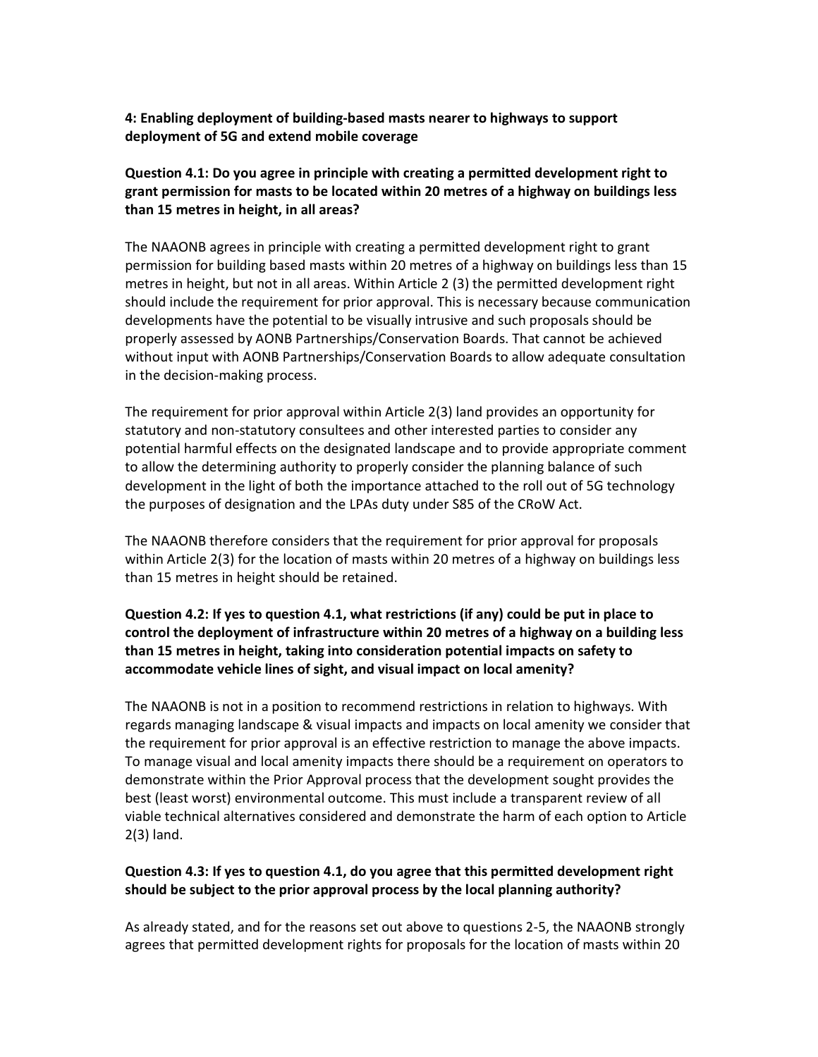**4: Enabling deployment of building-based masts nearer to highways to support deployment of 5G and extend mobile coverage**

**Question 4.1: Do you agree in principle with creating a permitted development right to grant permission for masts to be located within 20 metres of a highway on buildings less than 15 metres in height, in all areas?**

The NAAONB agrees in principle with creating a permitted development right to grant permission for building based masts within 20 metres of a highway on buildings less than 15 metres in height, but not in all areas. Within Article 2 (3) the permitted development right should include the requirement for prior approval. This is necessary because communication developments have the potential to be visually intrusive and such proposals should be properly assessed by AONB Partnerships/Conservation Boards. That cannot be achieved without input with AONB Partnerships/Conservation Boards to allow adequate consultation in the decision-making process.

The requirement for prior approval within Article 2(3) land provides an opportunity for statutory and non-statutory consultees and other interested parties to consider any potential harmful effects on the designated landscape and to provide appropriate comment to allow the determining authority to properly consider the planning balance of such development in the light of both the importance attached to the roll out of 5G technology the purposes of designation and the LPAs duty under S85 of the CRoW Act.

The NAAONB therefore considers that the requirement for prior approval for proposals within Article 2(3) for the location of masts within 20 metres of a highway on buildings less than 15 metres in height should be retained.

**Question 4.2: If yes to question 4.1, what restrictions (if any) could be put in place to control the deployment of infrastructure within 20 metres of a highway on a building less than 15 metres in height, taking into consideration potential impacts on safety to accommodate vehicle lines of sight, and visual impact on local amenity?**

The NAAONB is not in a position to recommend restrictions in relation to highways. With regards managing landscape & visual impacts and impacts on local amenity we consider that the requirement for prior approval is an effective restriction to manage the above impacts. To manage visual and local amenity impacts there should be a requirement on operators to demonstrate within the Prior Approval process that the development sought provides the best (least worst) environmental outcome. This must include a transparent review of all viable technical alternatives considered and demonstrate the harm of each option to Article 2(3) land.

**Question 4.3: If yes to question 4.1, do you agree that this permitted development right should be subject to the prior approval process by the local planning authority?**

As already stated, and for the reasons set out above to questions 2-5, the NAAONB strongly agrees that permitted development rights for proposals for the location of masts within 20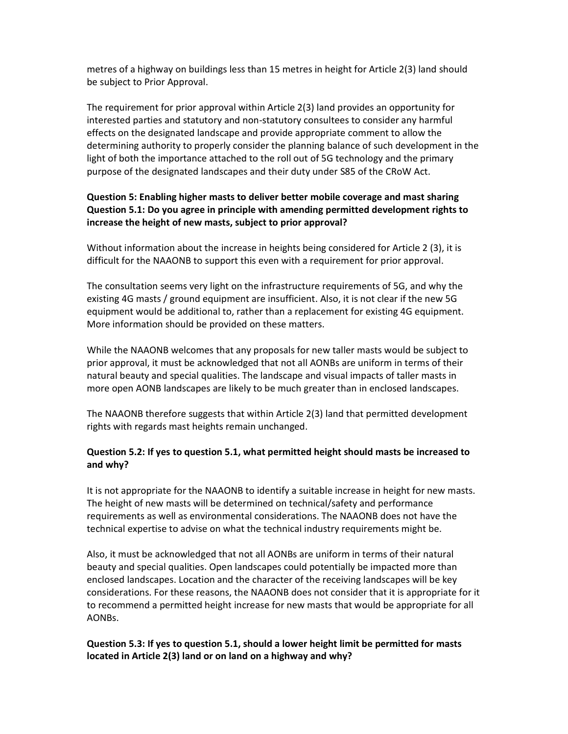metres of a highway on buildings less than 15 metres in height for Article 2(3) land should be subject to Prior Approval.

The requirement for prior approval within Article 2(3) land provides an opportunity for interested parties and statutory and non-statutory consultees to consider any harmful effects on the designated landscape and provide appropriate comment to allow the determining authority to properly consider the planning balance of such development in the light of both the importance attached to the roll out of 5G technology and the primary purpose of the designated landscapes and their duty under S85 of the CRoW Act.

**Question 5: Enabling higher masts to deliver better mobile coverage and mast sharing**
**Question 5.1: Do you agree in principle with amending permitted development rights to increase the height of new masts, subject to prior approval?**

Without information about the increase in heights being considered for Article 2 (3), it is difficult for the NAAONB to support this even with a requirement for prior approval.

The consultation seems very light on the infrastructure requirements of 5G, and why the existing 4G masts / ground equipment are insufficient. Also, it is not clear if the new 5G equipment would be additional to, rather than a replacement for existing 4G equipment. More information should be provided on these matters.

While the NAAONB welcomes that any proposals for new taller masts would be subject to prior approval, it must be acknowledged that not all AONBs are uniform in terms of their natural beauty and special qualities. The landscape and visual impacts of taller masts in more open AONB landscapes are likely to be much greater than in enclosed landscapes.

The NAAONB therefore suggests that within Article 2(3) land that permitted development rights with regards mast heights remain unchanged.

**Question 5.2: If yes to question 5.1, what permitted height should masts be increased to and why?**

It is not appropriate for the NAAONB to identify a suitable increase in height for new masts. The height of new masts will be determined on technical/safety and performance requirements as well as environmental considerations. The NAAONB does not have the technical expertise to advise on what the technical industry requirements might be.

Also, it must be acknowledged that not all AONBs are uniform in terms of their natural beauty and special qualities. Open landscapes could potentially be impacted more than enclosed landscapes. Location and the character of the receiving landscapes will be key considerations. For these reasons, the NAAONB does not consider that it is appropriate for it to recommend a permitted height increase for new masts that would be appropriate for all AONBs.

**Question 5.3: If yes to question 5.1, should a lower height limit be permitted for masts located in Article 2(3) land or on land on a highway and why?**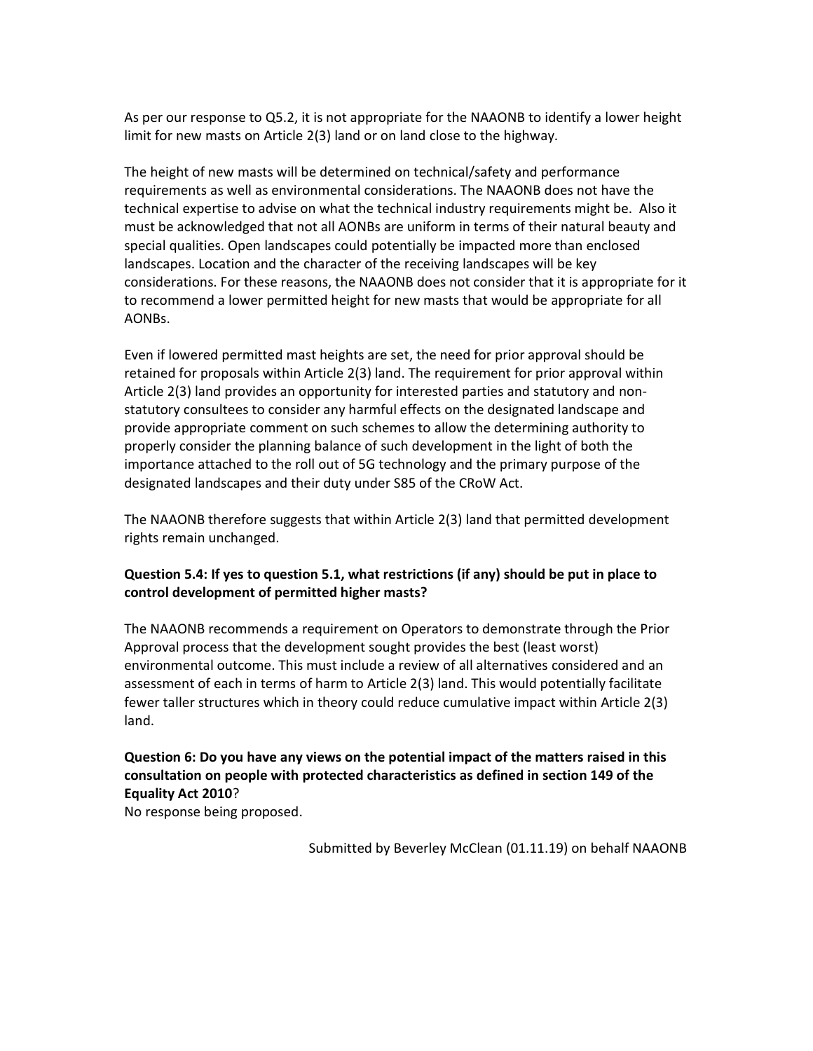As per our response to Q5.2, it is not appropriate for the NAAONB to identify a lower height limit for new masts on Article 2(3) land or on land close to the highway.

The height of new masts will be determined on technical/safety and performance requirements as well as environmental considerations. The NAAONB does not have the technical expertise to advise on what the technical industry requirements might be. Also it must be acknowledged that not all AONBs are uniform in terms of their natural beauty and special qualities. Open landscapes could potentially be impacted more than enclosed landscapes. Location and the character of the receiving landscapes will be key considerations. For these reasons, the NAAONB does not consider that it is appropriate for it to recommend a lower permitted height for new masts that would be appropriate for all AONBs.

Even if lowered permitted mast heights are set, the need for prior approval should be retained for proposals within Article 2(3) land. The requirement for prior approval within Article 2(3) land provides an opportunity for interested parties and statutory and non-statutory consultees to consider any harmful effects on the designated landscape and provide appropriate comment on such schemes to allow the determining authority to properly consider the planning balance of such development in the light of both the importance attached to the roll out of 5G technology and the primary purpose of the designated landscapes and their duty under S85 of the CRoW Act.

The NAAONB therefore suggests that within Article 2(3) land that permitted development rights remain unchanged.

**Question 5.4: If yes to question 5.1, what restrictions (if any) should be put in place to control development of permitted higher masts?**

The NAAONB recommends a requirement on Operators to demonstrate through the Prior Approval process that the development sought provides the best (least worst) environmental outcome. This must include a review of all alternatives considered and an assessment of each in terms of harm to Article 2(3) land. This would potentially facilitate fewer taller structures which in theory could reduce cumulative impact within Article 2(3) land.

**Question 6: Do you have any views on the potential impact of the matters raised in this consultation on people with protected characteristics as defined in section 149 of the Equality Act 2010**?

No response being proposed.

Submitted by Beverley McClean (01.11.19) on behalf NAAONB